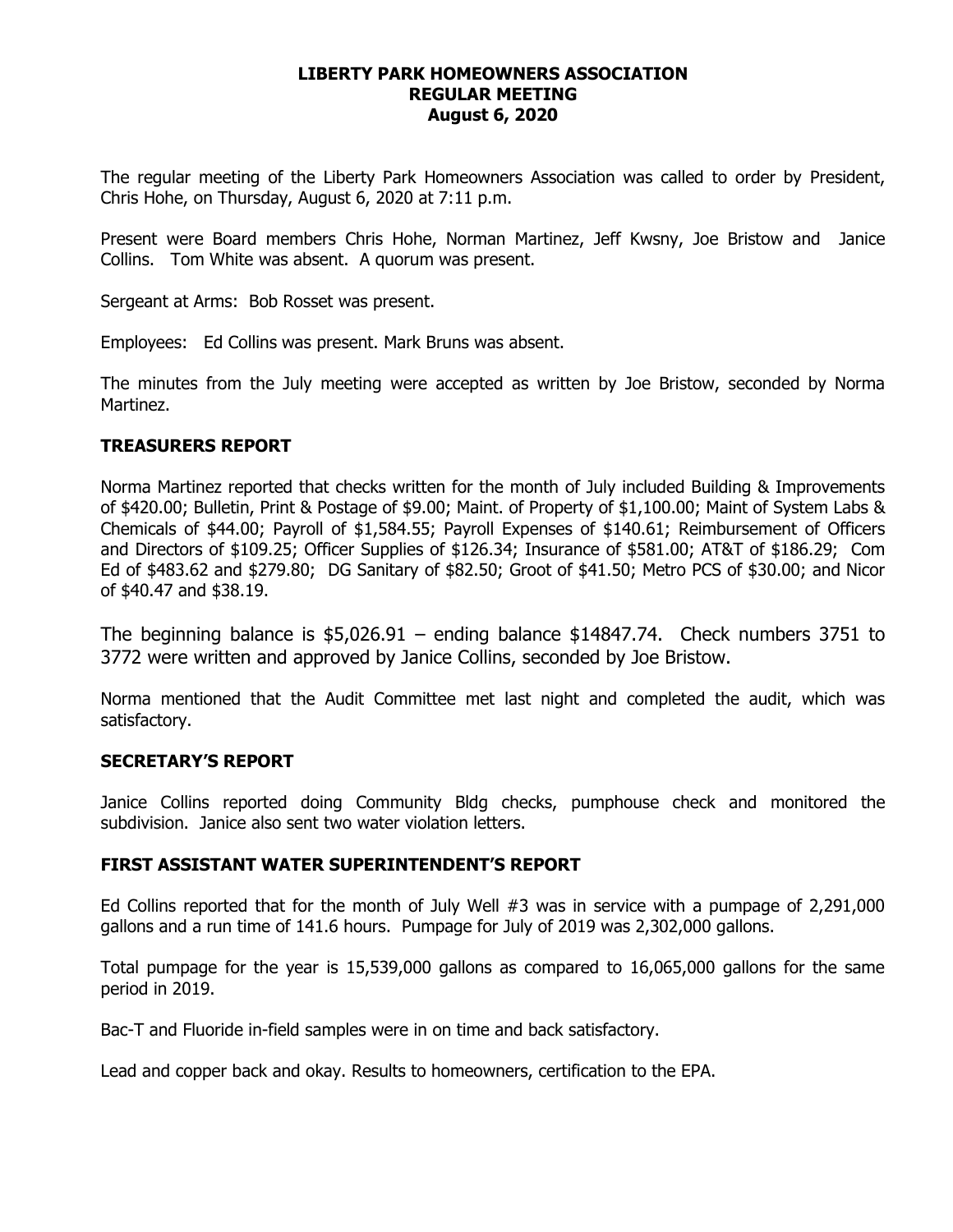**LIBERTY PARK HOMEOWNERS ASSOCIATION**
**REGULAR MEETING**
**August 6, 2020**

The regular meeting of the Liberty Park Homeowners Association was called to order by President, Chris Hohe, on Thursday, August 6, 2020 at 7:11 p.m.

Present were Board members Chris Hohe, Norman Martinez, Jeff Kwsny, Joe Bristow and Janice Collins. Tom White was absent. A quorum was present.

Sergeant at Arms: Bob Rosset was present.

Employees: Ed Collins was present. Mark Bruns was absent.

The minutes from the July meeting were accepted as written by Joe Bristow, seconded by Norma Martinez.

## TREASURERS REPORT

Norma Martinez reported that checks written for the month of July included Building & Improvements of $420.00; Bulletin, Print & Postage of $9.00; Maint. of Property of $1,100.00; Maint of System Labs & Chemicals of $44.00; Payroll of $1,584.55; Payroll Expenses of $140.61; Reimbursement of Officers and Directors of $109.25; Officer Supplies of $126.34; Insurance of $581.00; AT&T of $186.29; Com Ed of $483.62 and $279.80; DG Sanitary of $82.50; Groot of $41.50; Metro PCS of $30.00; and Nicor of $40.47 and $38.19.

The beginning balance is $5,026.91 – ending balance $14847.74. Check numbers 3751 to 3772 were written and approved by Janice Collins, seconded by Joe Bristow.

Norma mentioned that the Audit Committee met last night and completed the audit, which was satisfactory.

## SECRETARY'S REPORT

Janice Collins reported doing Community Bldg checks, pumphouse check and monitored the subdivision. Janice also sent two water violation letters.

## FIRST ASSISTANT WATER SUPERINTENDENT'S REPORT

Ed Collins reported that for the month of July Well #3 was in service with a pumpage of 2,291,000 gallons and a run time of 141.6 hours. Pumpage for July of 2019 was 2,302,000 gallons.

Total pumpage for the year is 15,539,000 gallons as compared to 16,065,000 gallons for the same period in 2019.

Bac-T and Fluoride in-field samples were in on time and back satisfactory.

Lead and copper back and okay. Results to homeowners, certification to the EPA.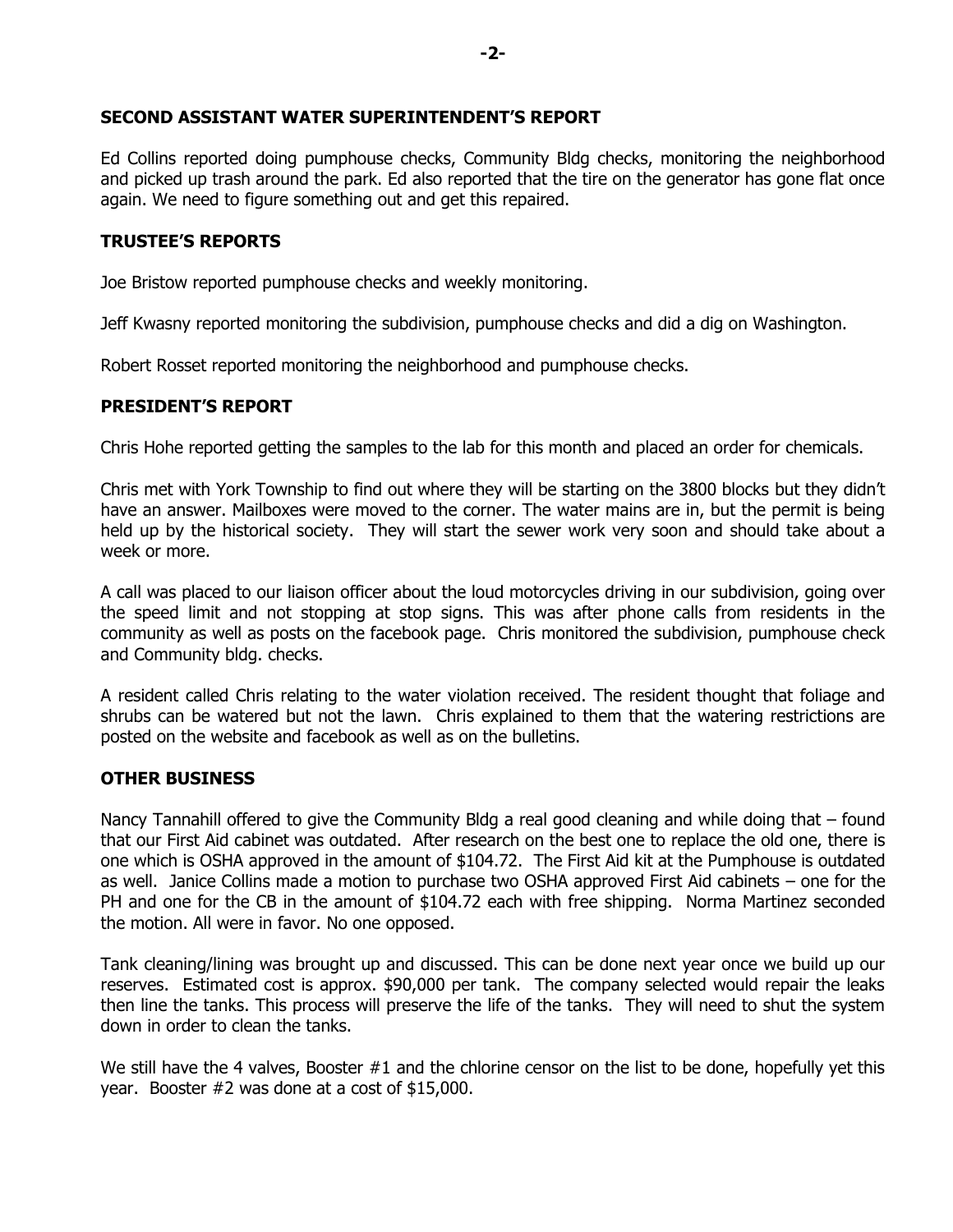## SECOND ASSISTANT WATER SUPERINTENDENT'S REPORT

Ed Collins reported doing pumphouse checks, Community Bldg checks, monitoring the neighborhood and picked up trash around the park. Ed also reported that the tire on the generator has gone flat once again. We need to figure something out and get this repaired.

## TRUSTEE'S REPORTS

Joe Bristow reported pumphouse checks and weekly monitoring.

Jeff Kwasny reported monitoring the subdivision, pumphouse checks and did a dig on Washington.

Robert Rosset reported monitoring the neighborhood and pumphouse checks.

## PRESIDENT'S REPORT

Chris Hohe reported getting the samples to the lab for this month and placed an order for chemicals.

Chris met with York Township to find out where they will be starting on the 3800 blocks but they didn't have an answer. Mailboxes were moved to the corner. The water mains are in, but the permit is being held up by the historical society. They will start the sewer work very soon and should take about a week or more.

A call was placed to our liaison officer about the loud motorcycles driving in our subdivision, going over the speed limit and not stopping at stop signs. This was after phone calls from residents in the community as well as posts on the facebook page. Chris monitored the subdivision, pumphouse check and Community bldg. checks.

A resident called Chris relating to the water violation received. The resident thought that foliage and shrubs can be watered but not the lawn. Chris explained to them that the watering restrictions are posted on the website and facebook as well as on the bulletins.

## OTHER BUSINESS

Nancy Tannahill offered to give the Community Bldg a real good cleaning and while doing that – found that our First Aid cabinet was outdated. After research on the best one to replace the old one, there is one which is OSHA approved in the amount of $104.72. The First Aid kit at the Pumphouse is outdated as well. Janice Collins made a motion to purchase two OSHA approved First Aid cabinets – one for the PH and one for the CB in the amount of $104.72 each with free shipping. Norma Martinez seconded the motion. All were in favor. No one opposed.

Tank cleaning/lining was brought up and discussed. This can be done next year once we build up our reserves. Estimated cost is approx. $90,000 per tank. The company selected would repair the leaks then line the tanks. This process will preserve the life of the tanks. They will need to shut the system down in order to clean the tanks.

We still have the 4 valves, Booster #1 and the chlorine censor on the list to be done, hopefully yet this year. Booster #2 was done at a cost of $15,000.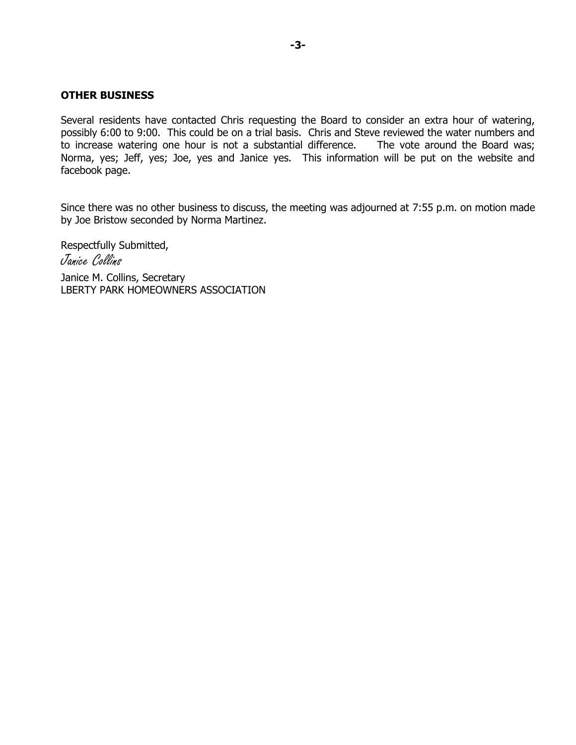**OTHER BUSINESS**

Several residents have contacted Chris requesting the Board to consider an extra hour of watering, possibly 6:00 to 9:00. This could be on a trial basis. Chris and Steve reviewed the water numbers and to increase watering one hour is not a substantial difference. The vote around the Board was; Norma, yes; Jeff, yes; Joe, yes and Janice yes. This information will be put on the website and facebook page.

Since there was no other business to discuss, the meeting was adjourned at 7:55 p.m. on motion made by Joe Bristow seconded by Norma Martinez.

Respectfully Submitted,

*Janice Collins*

Janice M. Collins, Secretary
LBERTY PARK HOMEOWNERS ASSOCIATION